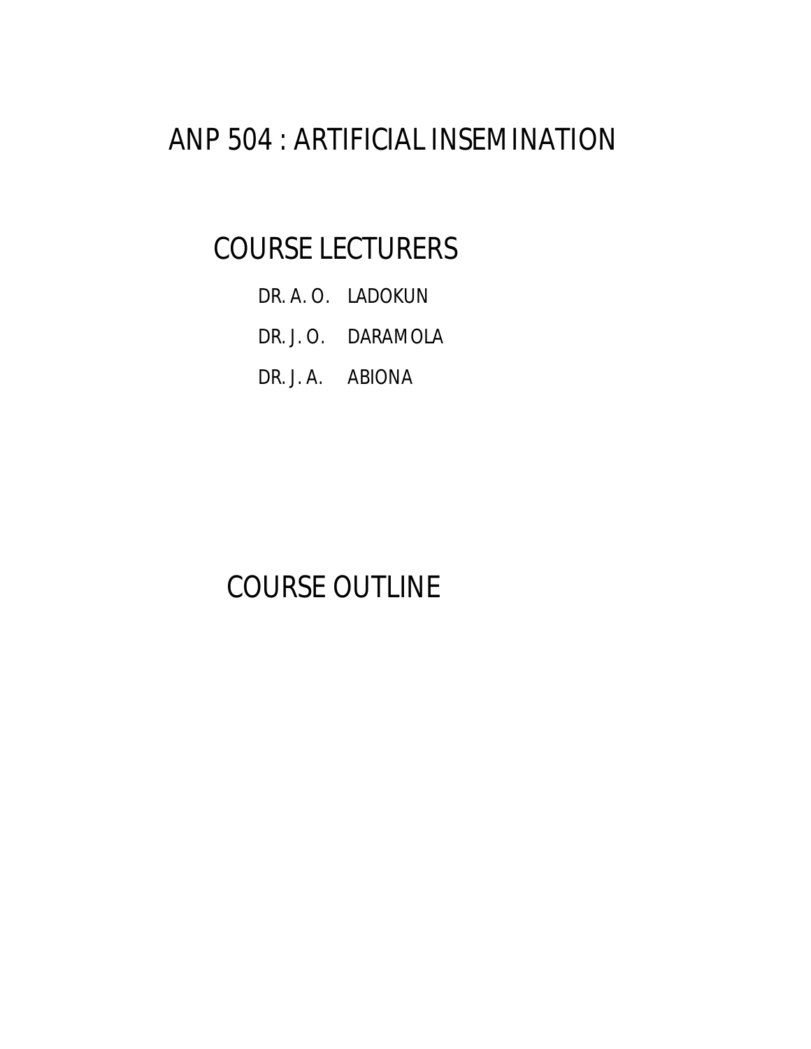# ANP 504 : ARTIFICIAL INSEMINATION

## COURSE LECTURERS

DR. A. O. LADOKUN

DR. J. O. DARAMOLA

DR. J. A. ABIONA

## COURSE OUTLINE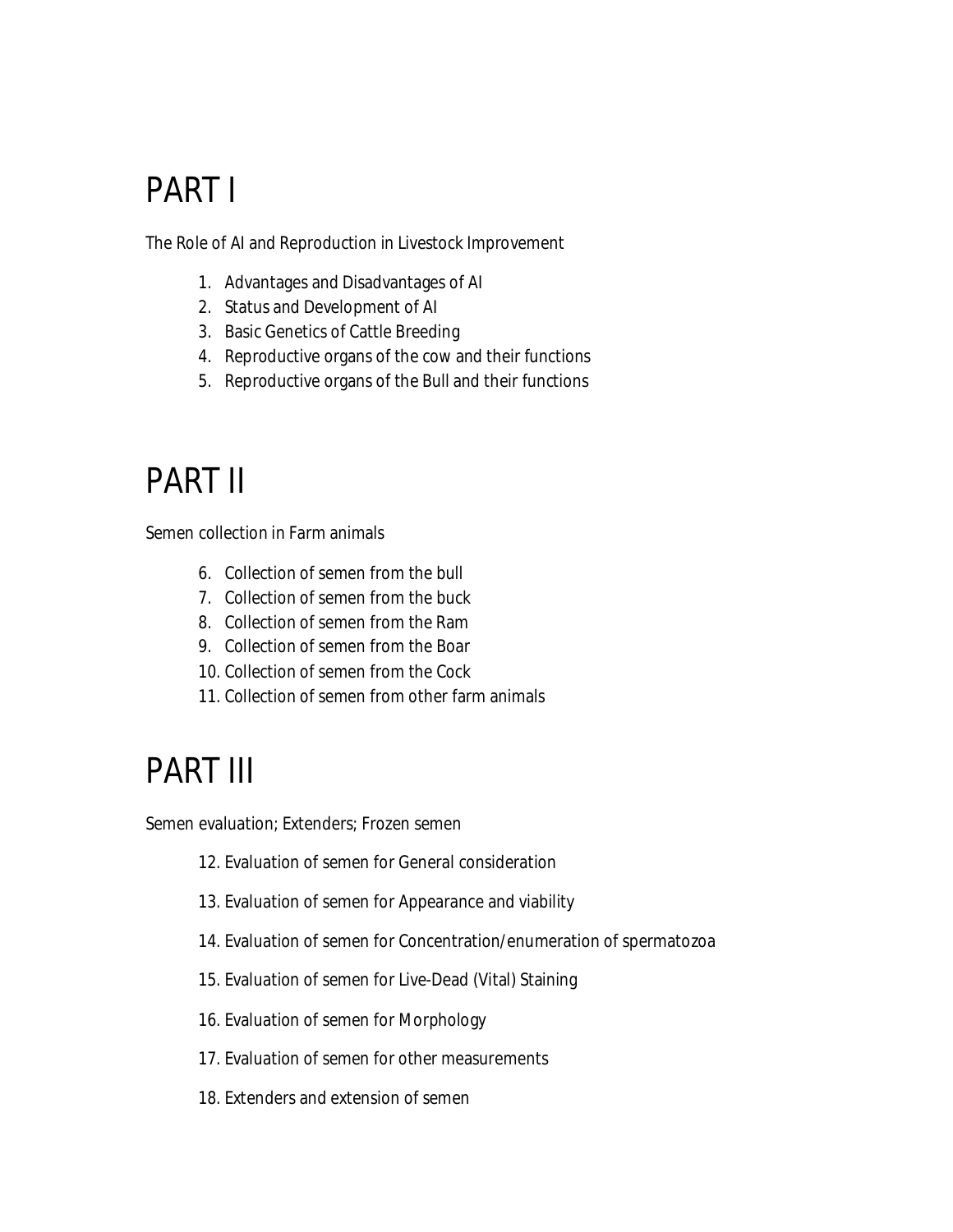# PART I

The Role of AI and Reproduction in Livestock Improvement

1. Advantages and Disadvantages of AI
2. Status and Development of AI
3. Basic Genetics of Cattle Breeding
4. Reproductive organs of the cow and their functions
5. Reproductive organs of the Bull and their functions

# PART II

Semen collection in Farm animals

6. Collection of semen from the bull
7. Collection of semen from the buck
8. Collection of semen from the Ram
9. Collection of semen from the Boar
10. Collection of semen from the Cock
11. Collection of semen from other farm animals

# PART III

Semen evaluation; Extenders; Frozen semen

12. Evaluation of semen for General consideration
13. Evaluation of semen for Appearance and viability
14. Evaluation of semen for Concentration/enumeration of spermatozoa
15. Evaluation of semen for Live-Dead (Vital) Staining
16. Evaluation of semen for Morphology
17. Evaluation of semen for other measurements
18. Extenders and extension of semen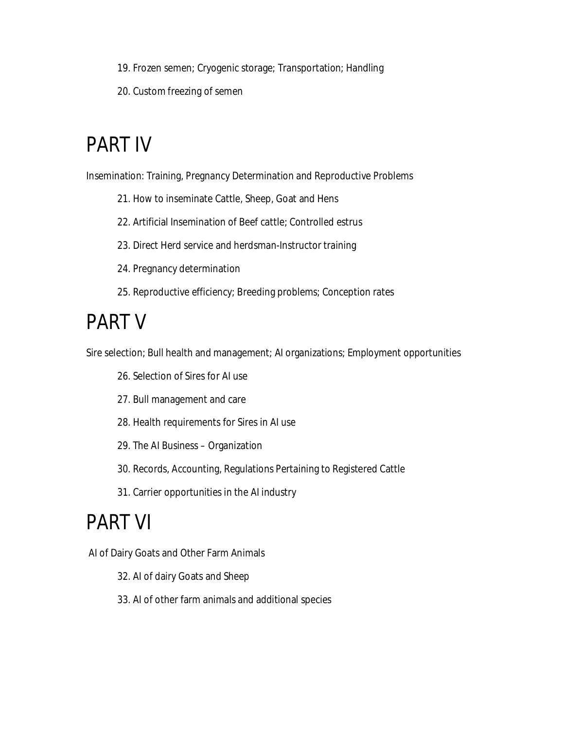19. Frozen semen; Cryogenic storage; Transportation; Handling
20. Custom freezing of semen

# PART IV

Insemination: Training, Pregnancy Determination and Reproductive Problems

21. How to inseminate Cattle, Sheep, Goat and Hens
22. Artificial Insemination of Beef cattle; Controlled estrus
23. Direct Herd service and herdsman-Instructor training
24. Pregnancy determination
25. Reproductive efficiency; Breeding problems; Conception rates

# PART V

Sire selection; Bull health and management; AI organizations; Employment opportunities

26. Selection of Sires for AI use
27. Bull management and care
28. Health requirements for Sires in AI use
29. The AI Business – Organization
30. Records, Accounting, Regulations Pertaining to Registered Cattle
31. Carrier opportunities in the AI industry

# PART VI

AI of Dairy Goats and Other Farm Animals

32. AI of dairy Goats and Sheep
33. AI of other farm animals and additional species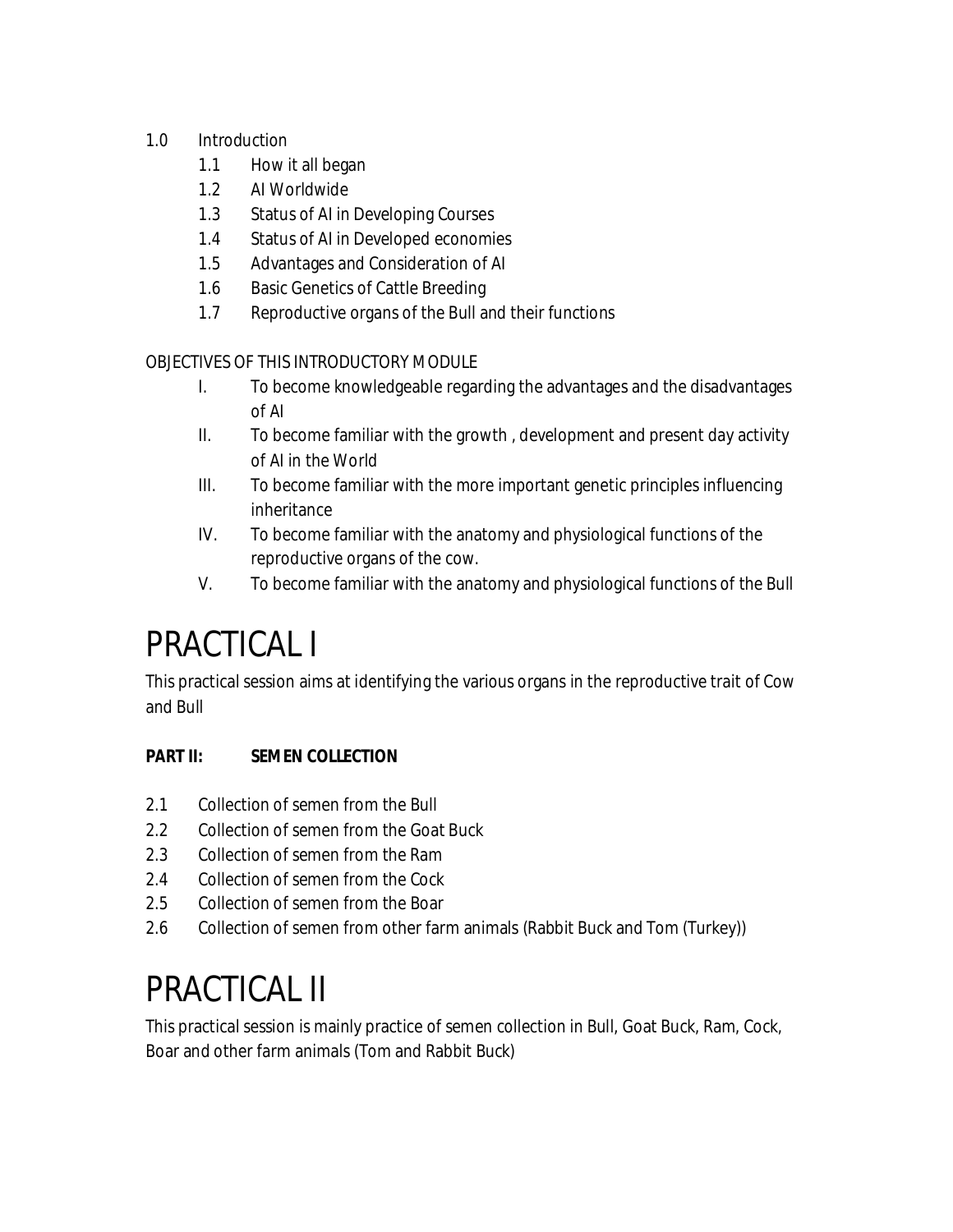1.0 Introduction

- 1.1 How it all began
- 1.2 AI Worldwide
- 1.3 Status of AI in Developing Courses
- 1.4 Status of AI in Developed economies
- 1.5 Advantages and Consideration of AI
- 1.6 Basic Genetics of Cattle Breeding
- 1.7 Reproductive organs of the Bull and their functions

OBJECTIVES OF THIS INTRODUCTORY MODULE

- I. To become knowledgeable regarding the advantages and the disadvantages of AI
- II. To become familiar with the growth , development and present day activity of AI in the World
- III. To become familiar with the more important genetic principles influencing inheritance
- IV. To become familiar with the anatomy and physiological functions of the reproductive organs of the cow.
- V. To become familiar with the anatomy and physiological functions of the Bull

# PRACTICAL I

This practical session aims at identifying the various organs in the reproductive trait of Cow and Bull

**PART II: SEMEN COLLECTION**

- 2.1 Collection of semen from the Bull
- 2.2 Collection of semen from the Goat Buck
- 2.3 Collection of semen from the Ram
- 2.4 Collection of semen from the Cock
- 2.5 Collection of semen from the Boar
- 2.6 Collection of semen from other farm animals (Rabbit Buck and Tom (Turkey))

# PRACTICAL II

This practical session is mainly practice of semen collection in Bull, Goat Buck, Ram, Cock, Boar and other farm animals (Tom and Rabbit Buck)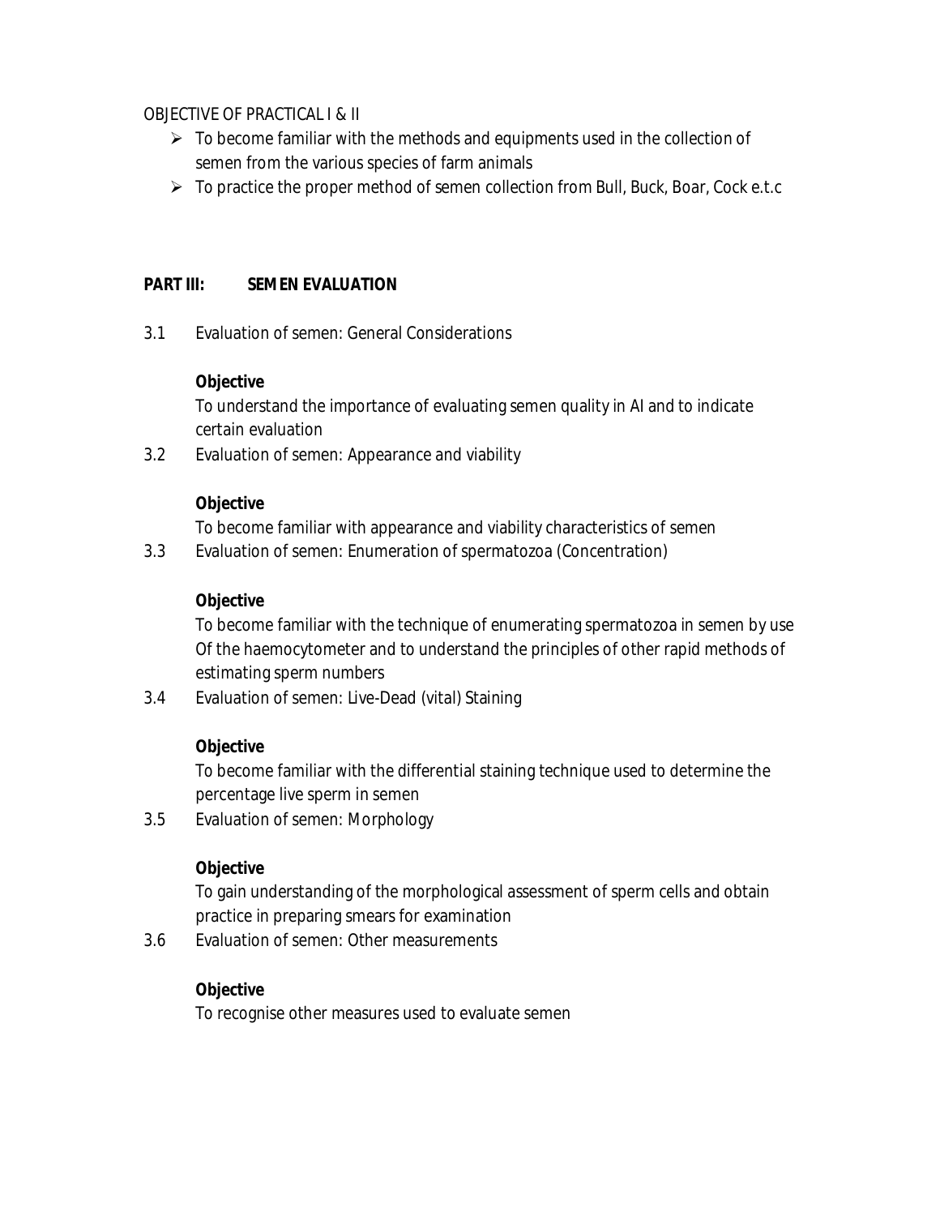OBJECTIVE OF PRACTICAL I & II

- To become familiar with the methods and equipments used in the collection of semen from the various species of farm animals
- To practice the proper method of semen collection from Bull, Buck, Boar, Cock e.t.c

**PART III: SEMEN EVALUATION**

3.1 Evaluation of semen: General Considerations

**Objective**

To understand the importance of evaluating semen quality in AI and to indicate certain evaluation

3.2 Evaluation of semen: Appearance and viability

**Objective**

To become familiar with appearance and viability characteristics of semen

3.3 Evaluation of semen: Enumeration of spermatozoa (Concentration)

**Objective**

To become familiar with the technique of enumerating spermatozoa in semen by use Of the haemocytometer and to understand the principles of other rapid methods of estimating sperm numbers

3.4 Evaluation of semen: Live-Dead (vital) Staining

**Objective**

To become familiar with the differential staining technique used to determine the percentage live sperm in semen

3.5 Evaluation of semen: Morphology

**Objective**

To gain understanding of the morphological assessment of sperm cells and obtain practice in preparing smears for examination

3.6 Evaluation of semen: Other measurements

**Objective**

To recognise other measures used to evaluate semen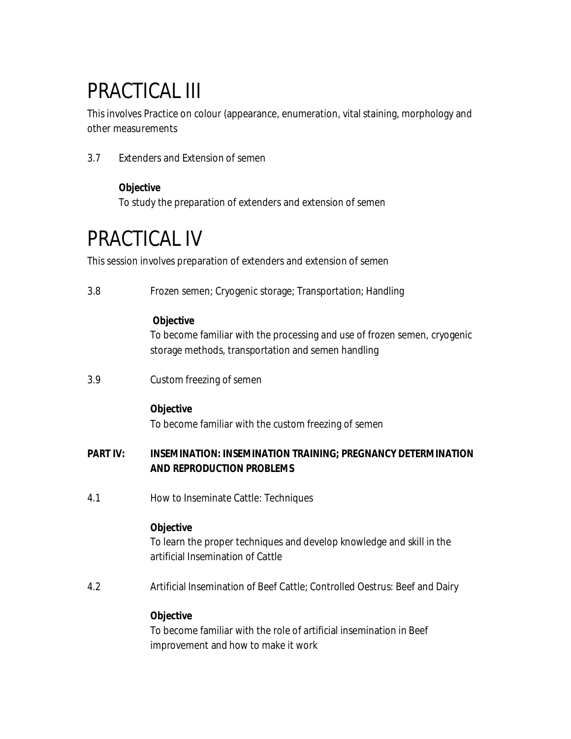# PRACTICAL III

This involves Practice on colour (appearance, enumeration, vital staining, morphology and other measurements

3.7 Extenders and Extension of semen

**Objective**

To study the preparation of extenders and extension of semen

# PRACTICAL IV

This session involves preparation of extenders and extension of semen

3.8 Frozen semen; Cryogenic storage; Transportation; Handling

**Objective**

To become familiar with the processing and use of frozen semen, cryogenic storage methods, transportation and semen handling

3.9 Custom freezing of semen

**Objective**

To become familiar with the custom freezing of semen

**PART IV: INSEMINATION: INSEMINATION TRAINING; PREGNANCY DETERMINATION AND REPRODUCTION PROBLEMS**

4.1 How to Inseminate Cattle: Techniques

**Objective**

To learn the proper techniques and develop knowledge and skill in the artificial Insemination of Cattle

4.2 Artificial Insemination of Beef Cattle; Controlled Oestrus: Beef and Dairy

**Objective**

To become familiar with the role of artificial insemination in Beef improvement and how to make it work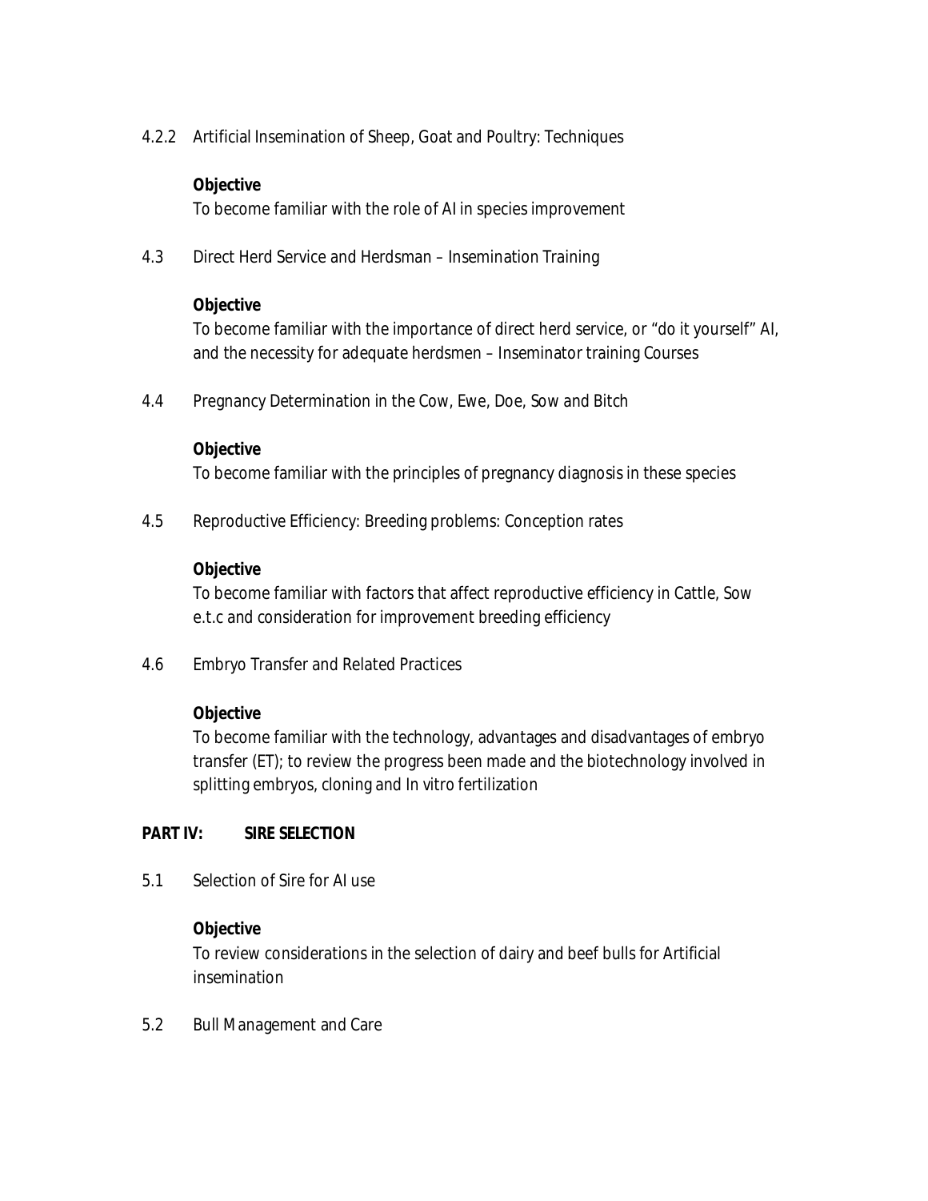4.2.2 Artificial Insemination of Sheep, Goat and Poultry: Techniques

**Objective**

To become familiar with the role of AI in species improvement

4.3 Direct Herd Service and Herdsman – Insemination Training

**Objective**

To become familiar with the importance of direct herd service, or "do it yourself" AI, and the necessity for adequate herdsmen – Inseminator training Courses

4.4 Pregnancy Determination in the Cow, Ewe, Doe, Sow and Bitch

**Objective**

To become familiar with the principles of pregnancy diagnosis in these species

4.5 Reproductive Efficiency: Breeding problems: Conception rates

**Objective**

To become familiar with factors that affect reproductive efficiency in Cattle, Sow e.t.c and consideration for improvement breeding efficiency

4.6 Embryo Transfer and Related Practices

**Objective**

To become familiar with the technology, advantages and disadvantages of embryo transfer (ET); to review the progress been made and the biotechnology involved in splitting embryos, cloning and In vitro fertilization

**PART IV: SIRE SELECTION**

5.1 Selection of Sire for AI use

**Objective**

To review considerations in the selection of dairy and beef bulls for Artificial insemination

5.2 Bull Management and Care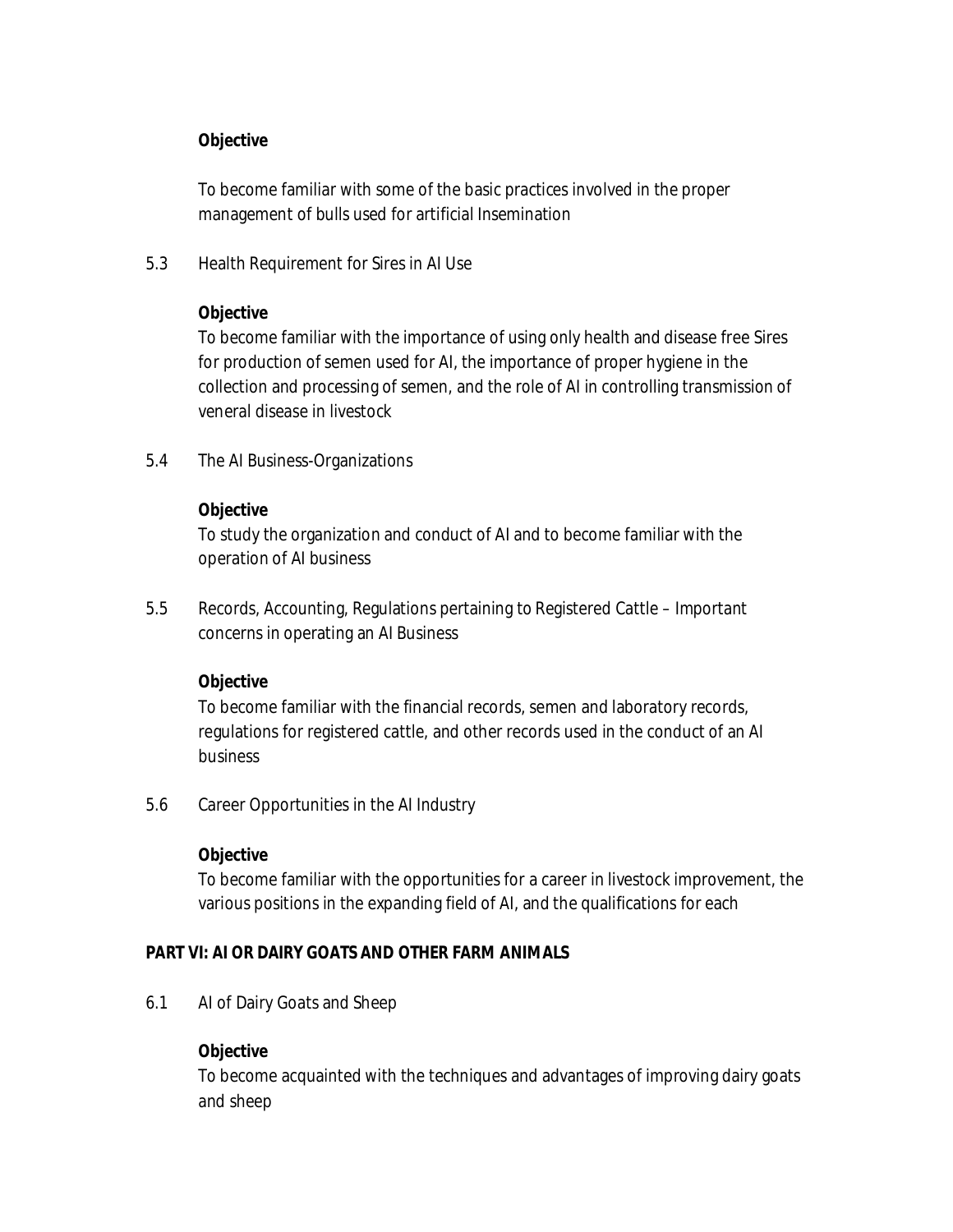**Objective**

To become familiar with some of the basic practices involved in the proper management of bulls used for artificial Insemination

5.3 Health Requirement for Sires in AI Use

**Objective**

To become familiar with the importance of using only health and disease free Sires for production of semen used for AI, the importance of proper hygiene in the collection and processing of semen, and the role of AI in controlling transmission of veneral disease in livestock

5.4 The AI Business-Organizations

**Objective**

To study the organization and conduct of AI and to become familiar with the operation of AI business

5.5 Records, Accounting, Regulations pertaining to Registered Cattle – Important concerns in operating an AI Business

**Objective**

To become familiar with the financial records, semen and laboratory records, regulations for registered cattle, and other records used in the conduct of an AI business

5.6 Career Opportunities in the AI Industry

**Objective**

To become familiar with the opportunities for a career in livestock improvement, the various positions in the expanding field of AI, and the qualifications for each

**PART VI: AI OR DAIRY GOATS AND OTHER FARM ANIMALS**

6.1 AI of Dairy Goats and Sheep

**Objective**

To become acquainted with the techniques and advantages of improving dairy goats and sheep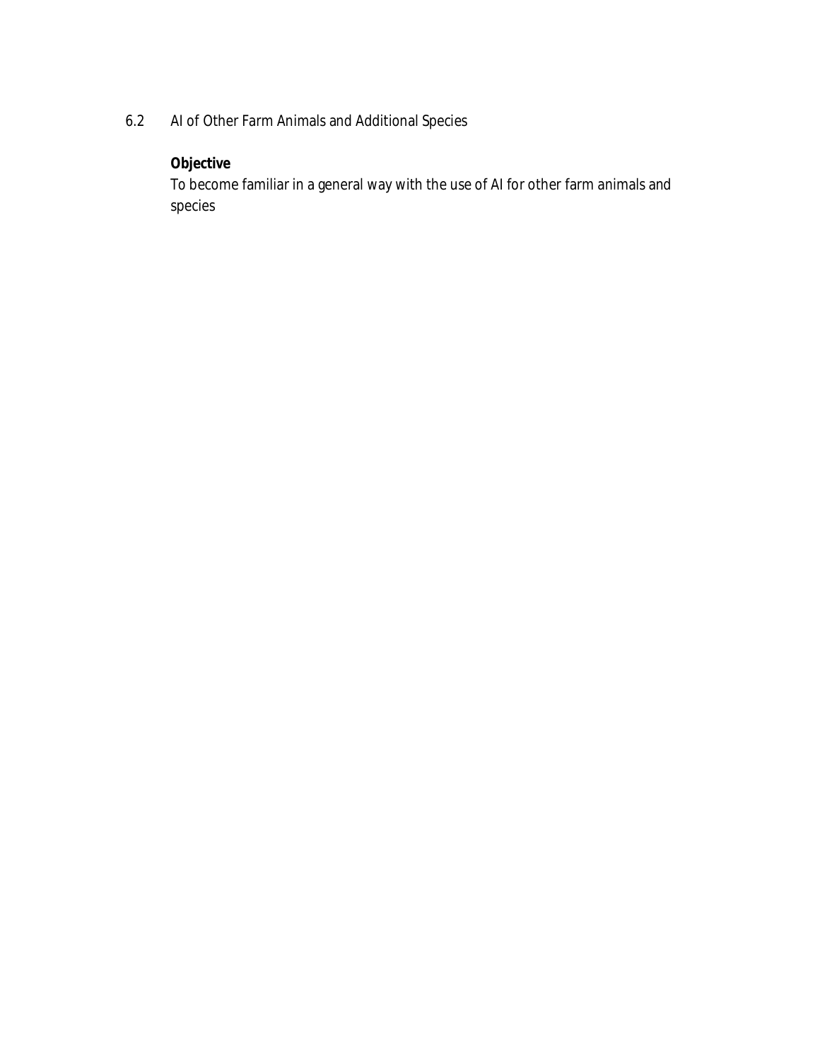## 6.2 AI of Other Farm Animals and Additional Species

**Objective**

To become familiar in a general way with the use of AI for other farm animals and species